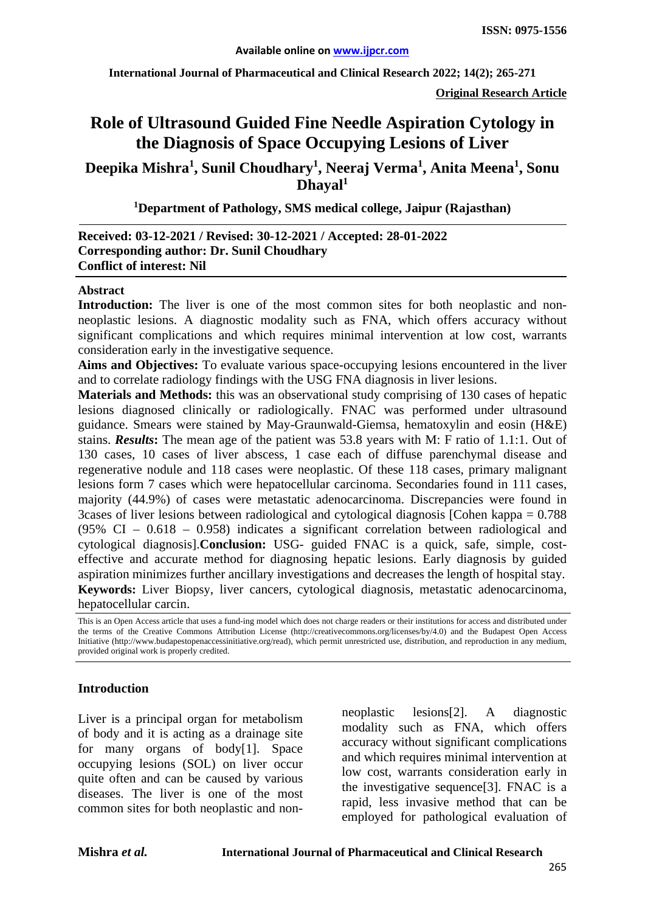**ISSN: 0975-1556**

Available online on www.ijpcr.com

**International Journal of Pharmaceutical and Clinical Research 2022; 14(2); 265-271**

**Original Research Article**

# Role of Ultrasound Guided Fine Needle Aspiration Cytology in the Diagnosis of Space Occupying Lesions of Liver

**Deepika Mishra[1], Sunil Choudhary[1], Neeraj Verma[1], Anita Meena[1], Sonu Dhayal[1]**

**[1]Department of Pathology, SMS medical college, Jaipur (Rajasthan)**

**Received: 03-12-2021 / Revised: 30-12-2021 / Accepted: 28-01-2022**
**Corresponding author: Dr. Sunil Choudhary**
**Conflict of interest: Nil**

## Abstract

**Introduction:** The liver is one of the most common sites for both neoplastic and non-neoplastic lesions. A diagnostic modality such as FNA, which offers accuracy without significant complications and which requires minimal intervention at low cost, warrants consideration early in the investigative sequence.

**Aims and Objectives:** To evaluate various space-occupying lesions encountered in the liver and to correlate radiology findings with the USG FNA diagnosis in liver lesions.

**Materials and Methods:** this was an observational study comprising of 130 cases of hepatic lesions diagnosed clinically or radiologically. FNAC was performed under ultrasound guidance. Smears were stained by May-Graunwald-Giemsa, hematoxylin and eosin (H&E) stains. ***Results*:** The mean age of the patient was 53.8 years with M: F ratio of 1.1:1. Out of 130 cases, 10 cases of liver abscess, 1 case each of diffuse parenchymal disease and regenerative nodule and 118 cases were neoplastic. Of these 118 cases, primary malignant lesions form 7 cases which were hepatocellular carcinoma. Secondaries found in 111 cases, majority (44.9%) of cases were metastatic adenocarcinoma. Discrepancies were found in 3cases of liver lesions between radiological and cytological diagnosis [Cohen kappa = 0.788 (95% CI – 0.618 – 0.958) indicates a significant correlation between radiological and cytological diagnosis].**Conclusion:** USG- guided FNAC is a quick, safe, simple, cost-effective and accurate method for diagnosing hepatic lesions. Early diagnosis by guided aspiration minimizes further ancillary investigations and decreases the length of hospital stay.

**Keywords:** Liver Biopsy, liver cancers, cytological diagnosis, metastatic adenocarcinoma, hepatocellular carcin.

This is an Open Access article that uses a fund-ing model which does not charge readers or their institutions for access and distributed under the terms of the Creative Commons Attribution License (http://creativecommons.org/licenses/by/4.0) and the Budapest Open Access Initiative (http://www.budapestopenaccessinitiative.org/read), which permit unrestricted use, distribution, and reproduction in any medium, provided original work is properly credited.

## Introduction

Liver is a principal organ for metabolism of body and it is acting as a drainage site for many organs of body[1]. Space occupying lesions (SOL) on liver occur quite often and can be caused by various diseases. The liver is one of the most common sites for both neoplastic and non-neoplastic lesions[2]. A diagnostic modality such as FNA, which offers accuracy without significant complications and which requires minimal intervention at low cost, warrants consideration early in the investigative sequence[3]. FNAC is a rapid, less invasive method that can be employed for pathological evaluation of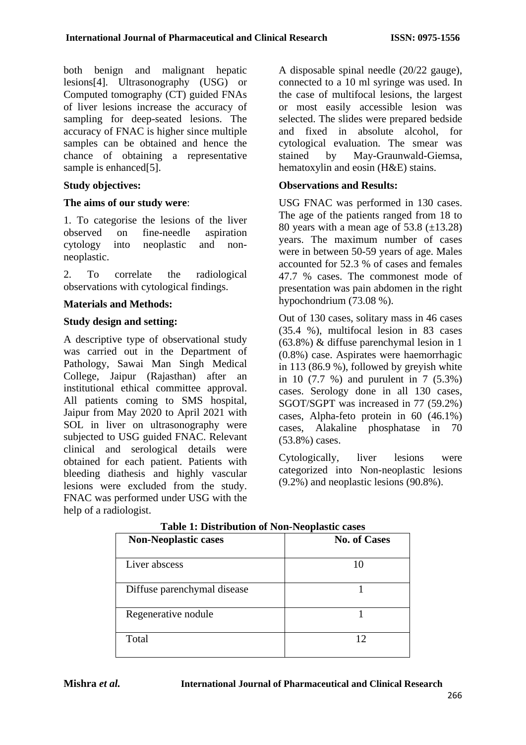both benign and malignant hepatic lesions[4]. Ultrasonography (USG) or Computed tomography (CT) guided FNAs of liver lesions increase the accuracy of sampling for deep-seated lesions. The accuracy of FNAC is higher since multiple samples can be obtained and hence the chance of obtaining a representative sample is enhanced[5].

**Study objectives:**

**The aims of our study were**:

1. To categorise the lesions of the liver observed on fine-needle aspiration cytology into neoplastic and non-neoplastic.

2. To correlate the radiological observations with cytological findings.

**Materials and Methods:**

**Study design and setting:**

A descriptive type of observational study was carried out in the Department of Pathology, Sawai Man Singh Medical College, Jaipur (Rajasthan) after an institutional ethical committee approval. All patients coming to SMS hospital, Jaipur from May 2020 to April 2021 with SOL in liver on ultrasonography were subjected to USG guided FNAC. Relevant clinical and serological details were obtained for each patient. Patients with bleeding diathesis and highly vascular lesions were excluded from the study. FNAC was performed under USG with the help of a radiologist.

A disposable spinal needle (20/22 gauge), connected to a 10 ml syringe was used. In the case of multifocal lesions, the largest or most easily accessible lesion was selected. The slides were prepared bedside and fixed in absolute alcohol, for cytological evaluation. The smear was stained by May-Graunwald-Giemsa, hematoxylin and eosin (H&E) stains.

**Observations and Results:**

USG FNAC was performed in 130 cases. The age of the patients ranged from 18 to 80 years with a mean age of 53.8 (±13.28) years. The maximum number of cases were in between 50-59 years of age. Males accounted for 52.3 % of cases and females 47.7 % cases. The commonest mode of presentation was pain abdomen in the right hypochondrium (73.08 %).

Out of 130 cases, solitary mass in 46 cases (35.4 %), multifocal lesion in 83 cases (63.8%) & diffuse parenchymal lesion in 1 (0.8%) case. Aspirates were haemorrhagic in 113 (86.9 %), followed by greyish white in 10 (7.7 %) and purulent in 7 (5.3%) cases. Serology done in all 130 cases, SGOT/SGPT was increased in 77 (59.2%) cases, Alpha-feto protein in 60 (46.1%) cases, Alakaline phosphatase in 70 (53.8%) cases.

Cytologically, liver lesions were categorized into Non-neoplastic lesions (9.2%) and neoplastic lesions (90.8%).

**Table 1: Distribution of Non-Neoplastic cases**

| Non-Neoplastic cases | No. of Cases |
|---|---|
| Liver abscess | 10 |
| Diffuse parenchymal disease | 1 |
| Regenerative nodule | 1 |
| Total | 12 |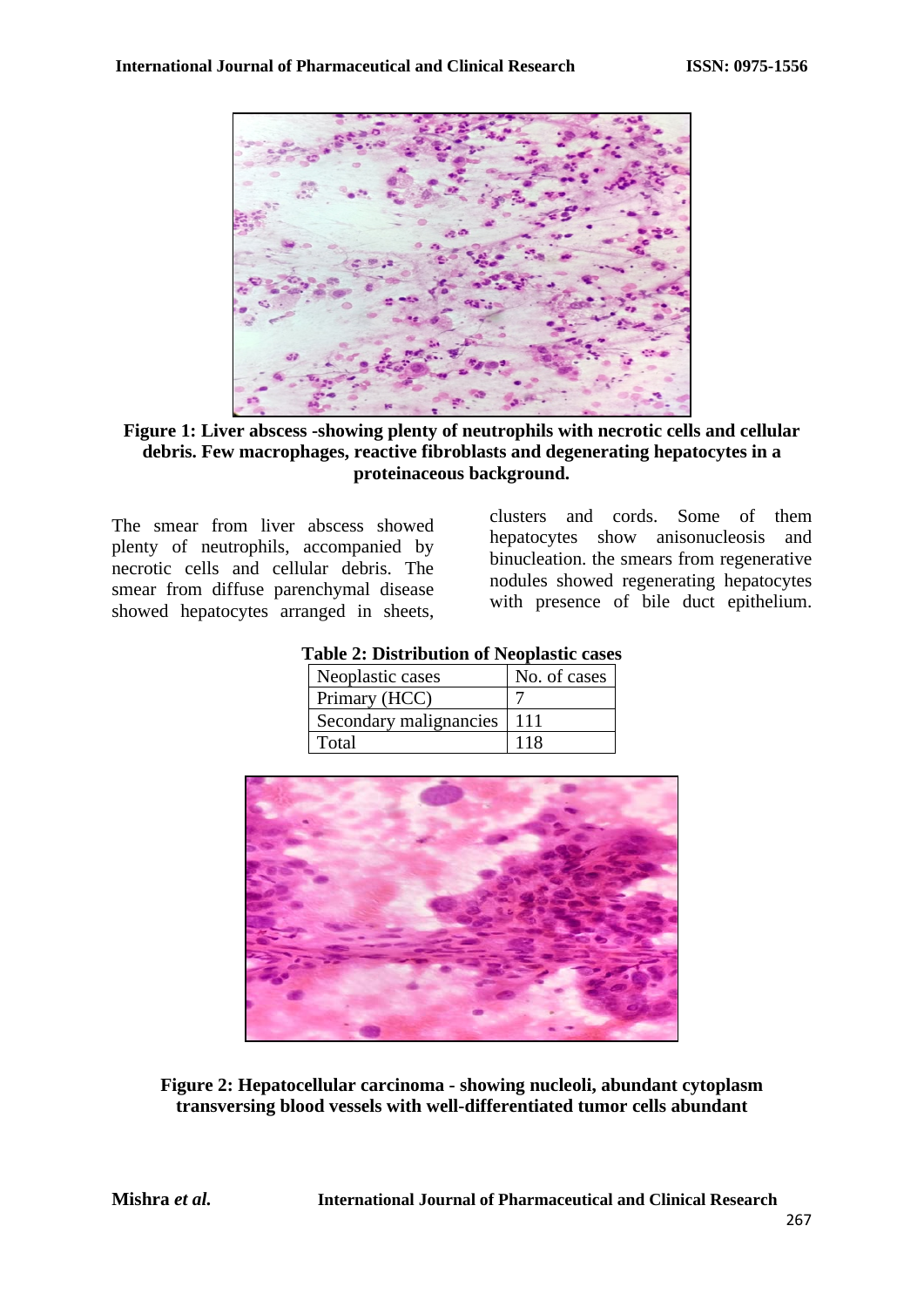Figure 1: Liver abscess -showing plenty of neutrophils with necrotic cells and cellular debris. Few macrophages, reactive fibroblasts and degenerating hepatocytes in a proteinaceous background.

The smear from liver abscess showed plenty of neutrophils, accompanied by necrotic cells and cellular debris. The smear from diffuse parenchymal disease showed hepatocytes arranged in sheets, clusters and cords. Some of them hepatocytes show anisonucleosis and binucleation. the smears from regenerative nodules showed regenerating hepatocytes with presence of bile duct epithelium.

**Table 2: Distribution of Neoplastic cases**

| Neoplastic cases | No. of cases |
|---|---|
| Primary (HCC) | 7 |
| Secondary malignancies | 111 |
| Total | 118 |

**Figure 2: Hepatocellular carcinoma - showing nucleoli, abundant cytoplasm transversing blood vessels with well-differentiated tumor cells abundant**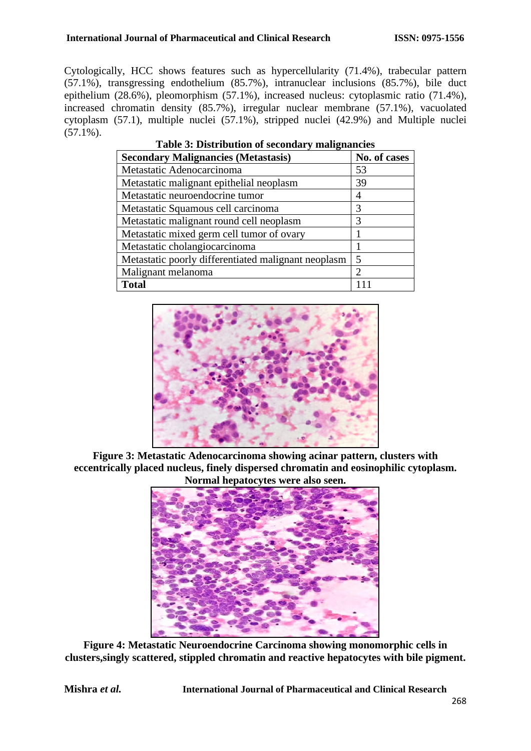Cytologically, HCC shows features such as hypercellularity (71.4%), trabecular pattern (57.1%), transgressing endothelium (85.7%), intranuclear inclusions (85.7%), bile duct epithelium (28.6%), pleomorphism (57.1%), increased nucleus: cytoplasmic ratio (71.4%), increased chromatin density (85.7%), irregular nuclear membrane (57.1%), vacuolated cytoplasm (57.1), multiple nuclei (57.1%), stripped nuclei (42.9%) and Multiple nuclei (57.1%).

**Table 3: Distribution of secondary malignancies**

| Secondary Malignancies (Metastasis) | No. of cases |
|---|---|
| Metastatic Adenocarcinoma | 53 |
| Metastatic malignant epithelial neoplasm | 39 |
| Metastatic neuroendocrine tumor | 4 |
| Metastatic Squamous cell carcinoma | 3 |
| Metastatic malignant round cell neoplasm | 3 |
| Metastatic mixed germ cell tumor of ovary | 1 |
| Metastatic cholangiocarcinoma | 1 |
| Metastatic poorly differentiated malignant neoplasm | 5 |
| Malignant melanoma | 2 |
| **Total** | 111 |

**Figure 3: Metastatic Adenocarcinoma showing acinar pattern, clusters with eccentrically placed nucleus, finely dispersed chromatin and eosinophilic cytoplasm. Normal hepatocytes were also seen.**

**Figure 4: Metastatic Neuroendocrine Carcinoma showing monomorphic cells in clusters,singly scattered, stippled chromatin and reactive hepatocytes with bile pigment.**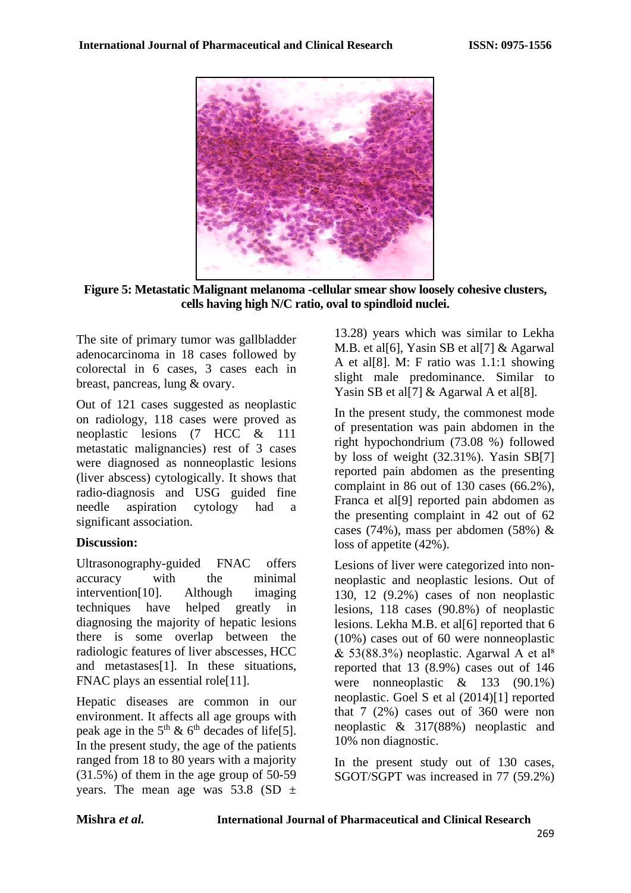**Figure 5: Metastatic Malignant melanoma -cellular smear show loosely cohesive clusters, cells having high N/C ratio, oval to spindloid nuclei.**

The site of primary tumor was gallbladder adenocarcinoma in 18 cases followed by colorectal in 6 cases, 3 cases each in breast, pancreas, lung & ovary.

Out of 121 cases suggested as neoplastic on radiology, 118 cases were proved as neoplastic lesions (7 HCC & 111 metastatic malignancies) rest of 3 cases were diagnosed as nonneoplastic lesions (liver abscess) cytologically. It shows that radio-diagnosis and USG guided fine needle aspiration cytology had a significant association.

## Discussion:

Ultrasonography-guided FNAC offers accuracy with the minimal intervention[10]. Although imaging techniques have helped greatly in diagnosing the majority of hepatic lesions there is some overlap between the radiologic features of liver abscesses, HCC and metastases[1]. In these situations, FNAC plays an essential role[11].

Hepatic diseases are common in our environment. It affects all age groups with peak age in the $5^{th}$ & $6^{th}$ decades of life[5]. In the present study, the age of the patients ranged from 18 to 80 years with a majority (31.5%) of them in the age group of 50-59 years. The mean age was 53.8 (SD ± 13.28) years which was similar to Lekha M.B. et al[6], Yasin SB et al[7] & Agarwal A et al[8]. M: F ratio was 1.1:1 showing slight male predominance. Similar to Yasin SB et al[7] & Agarwal A et al[8].

In the present study, the commonest mode of presentation was pain abdomen in the right hypochondrium (73.08 %) followed by loss of weight (32.31%). Yasin SB[7] reported pain abdomen as the presenting complaint in 86 out of 130 cases (66.2%), Franca et al[9] reported pain abdomen as the presenting complaint in 42 out of 62 cases (74%), mass per abdomen (58%) & loss of appetite (42%).

Lesions of liver were categorized into non-neoplastic and neoplastic lesions. Out of 130, 12 (9.2%) cases of non neoplastic lesions, 118 cases (90.8%) of neoplastic lesions. Lekha M.B. et al[6] reported that 6 (10%) cases out of 60 were nonneoplastic & 53(88.3%) neoplastic. Agarwal A et al[8] reported that 13 (8.9%) cases out of 146 were nonneoplastic & 133 (90.1%) neoplastic. Goel S et al (2014)[1] reported that 7 (2%) cases out of 360 were non neoplastic & 317(88%) neoplastic and 10% non diagnostic.

In the present study out of 130 cases, SGOT/SGPT was increased in 77 (59.2%)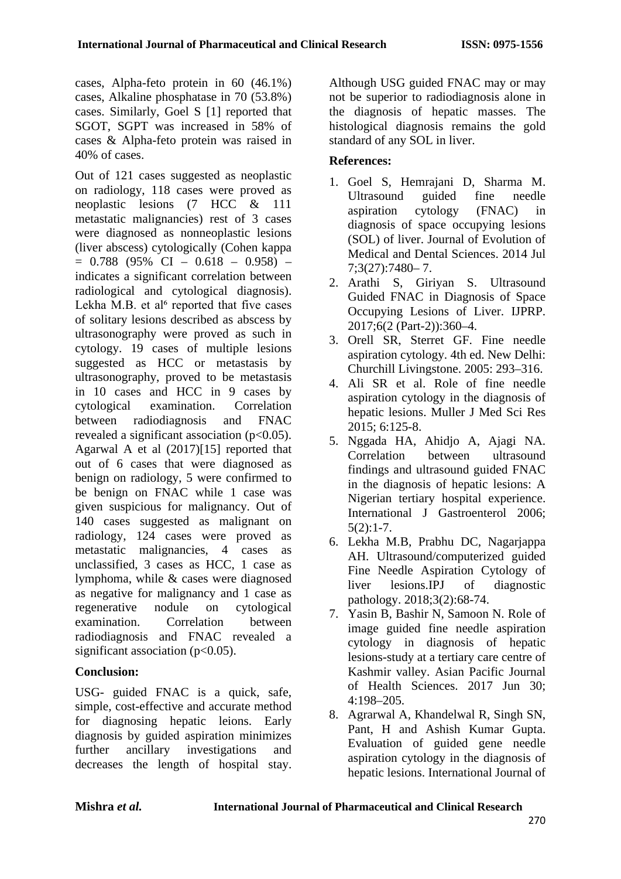cases, Alpha-feto protein in 60 (46.1%) cases, Alkaline phosphatase in 70 (53.8%) cases. Similarly, Goel S [1] reported that SGOT, SGPT was increased in 58% of cases & Alpha-feto protein was raised in 40% of cases.

Out of 121 cases suggested as neoplastic on radiology, 118 cases were proved as neoplastic lesions (7 HCC & 111 metastatic malignancies) rest of 3 cases were diagnosed as nonneoplastic lesions (liver abscess) cytologically (Cohen kappa = 0.788 (95% CI – 0.618 – 0.958) – indicates a significant correlation between radiological and cytological diagnosis). Lekha M.B. et al[6] reported that five cases of solitary lesions described as abscess by ultrasonography were proved as such in cytology. 19 cases of multiple lesions suggested as HCC or metastasis by ultrasonography, proved to be metastasis in 10 cases and HCC in 9 cases by cytological examination. Correlation between radiodiagnosis and FNAC revealed a significant association ($p<0.05$). Agarwal A et al (2017)[15] reported that out of 6 cases that were diagnosed as benign on radiology, 5 were confirmed to be benign on FNAC while 1 case was given suspicious for malignancy. Out of 140 cases suggested as malignant on radiology, 124 cases were proved as metastatic malignancies, 4 cases as unclassified, 3 cases as HCC, 1 case as lymphoma, while & cases were diagnosed as negative for malignancy and 1 case as regenerative nodule on cytological examination. Correlation between radiodiagnosis and FNAC revealed a significant association ($p<0.05$).

## Conclusion:

USG- guided FNAC is a quick, safe, simple, cost-effective and accurate method for diagnosing hepatic leions. Early diagnosis by guided aspiration minimizes further ancillary investigations and decreases the length of hospital stay. Although USG guided FNAC may or may not be superior to radiodiagnosis alone in the diagnosis of hepatic masses. The histological diagnosis remains the gold standard of any SOL in liver.

## References:

1. Goel S, Hemrajani D, Sharma M. Ultrasound guided fine needle aspiration cytology (FNAC) in diagnosis of space occupying lesions (SOL) of liver. Journal of Evolution of Medical and Dental Sciences. 2014 Jul 7;3(27):7480– 7.
2. Arathi S, Giriyan S. Ultrasound Guided FNAC in Diagnosis of Space Occupying Lesions of Liver. IJPRP. 2017;6(2 (Part-2)):360–4.
3. Orell SR, Sterret GF. Fine needle aspiration cytology. 4th ed. New Delhi: Churchill Livingstone. 2005: 293–316.
4. Ali SR et al. Role of fine needle aspiration cytology in the diagnosis of hepatic lesions. Muller J Med Sci Res 2015; 6:125-8.
5. Nggada HA, Ahidjo A, Ajagi NA. Correlation between ultrasound findings and ultrasound guided FNAC in the diagnosis of hepatic lesions: A Nigerian tertiary hospital experience. International J Gastroenterol 2006; 5(2):1-7.
6. Lekha M.B, Prabhu DC, Nagarjappa AH. Ultrasound/computerized guided Fine Needle Aspiration Cytology of liver lesions.IPJ of diagnostic pathology. 2018;3(2):68-74.
7. Yasin B, Bashir N, Samoon N. Role of image guided fine needle aspiration cytology in diagnosis of hepatic lesions-study at a tertiary care centre of Kashmir valley. Asian Pacific Journal of Health Sciences. 2017 Jun 30; 4:198–205.
8. Agrarwal A, Khandelwal R, Singh SN, Pant, H and Ashish Kumar Gupta. Evaluation of guided gene needle aspiration cytology in the diagnosis of hepatic lesions. International Journal of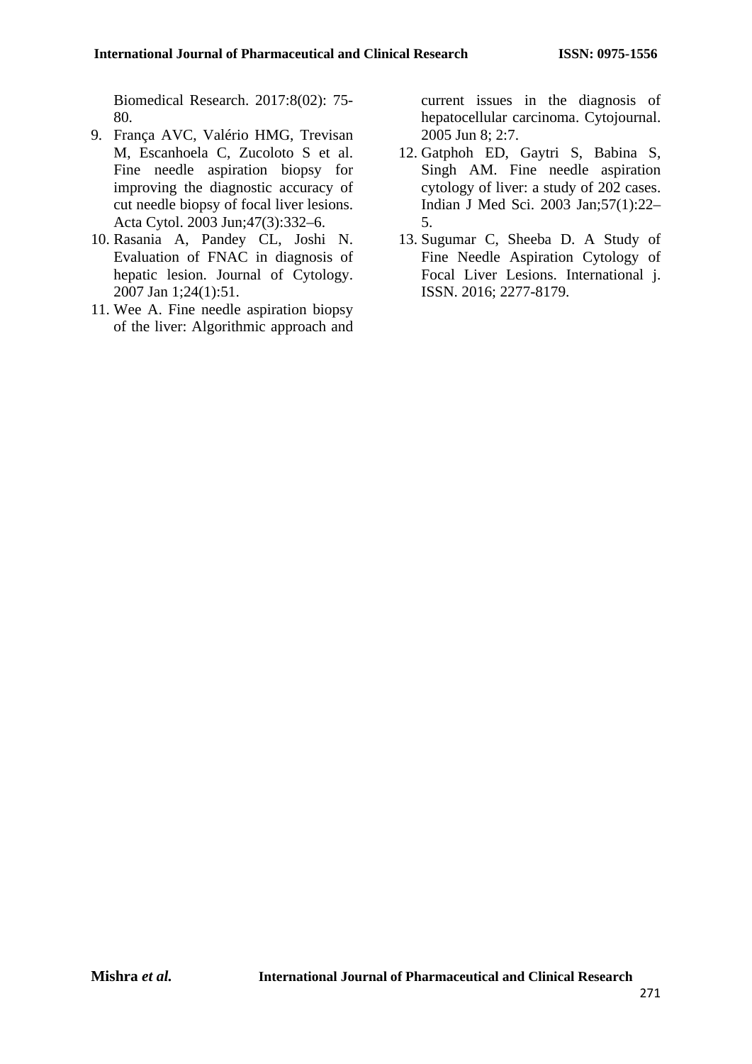Biomedical Research. 2017:8(02): 75-80.

9. França AVC, Valério HMG, Trevisan M, Escanhoela C, Zucoloto S et al. Fine needle aspiration biopsy for improving the diagnostic accuracy of cut needle biopsy of focal liver lesions. Acta Cytol. 2003 Jun;47(3):332–6.
10. Rasania A, Pandey CL, Joshi N. Evaluation of FNAC in diagnosis of hepatic lesion. Journal of Cytology. 2007 Jan 1;24(1):51.
11. Wee A. Fine needle aspiration biopsy of the liver: Algorithmic approach and current issues in the diagnosis of hepatocellular carcinoma. Cytojournal. 2005 Jun 8; 2:7.
12. Gatphoh ED, Gaytri S, Babina S, Singh AM. Fine needle aspiration cytology of liver: a study of 202 cases. Indian J Med Sci. 2003 Jan;57(1):22–5.
13. Sugumar C, Sheeba D. A Study of Fine Needle Aspiration Cytology of Focal Liver Lesions. International j. ISSN. 2016; 2277-8179.